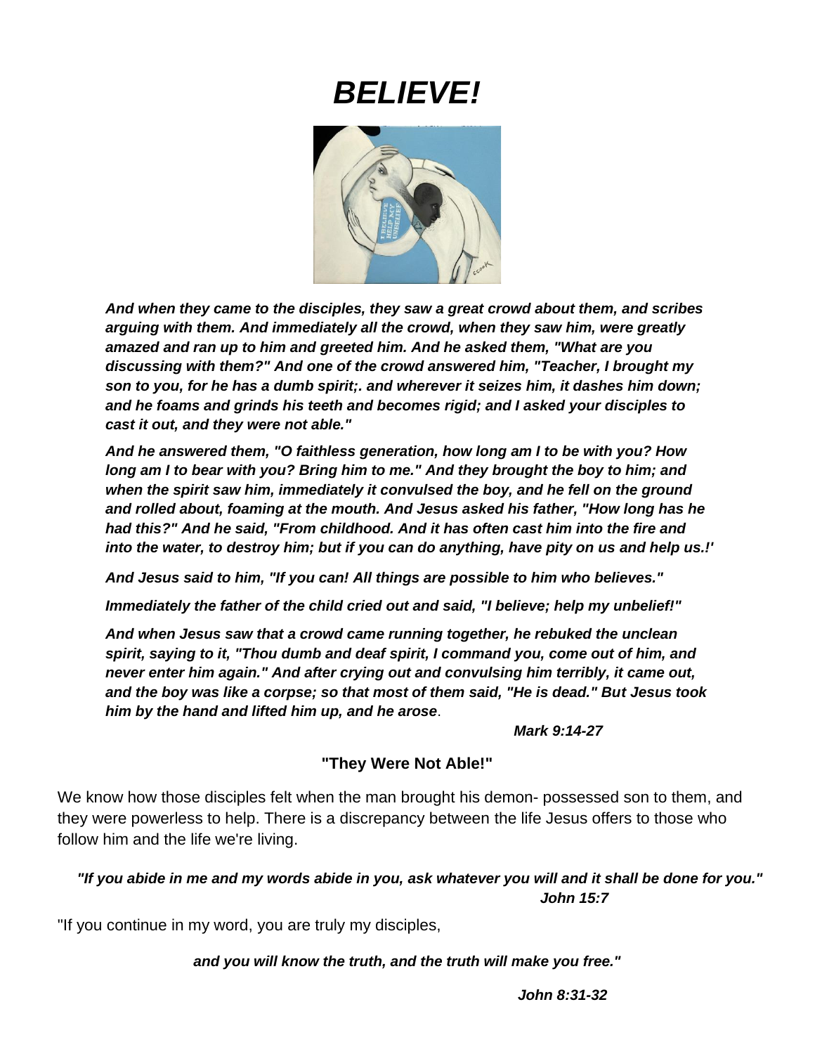# *BELIEVE!*

***And when they came to the disciples, they saw a great crowd about them, and scribes arguing with them. And immediately all the crowd, when they saw him, were greatly amazed and ran up to him and greeted him. And he asked them, "What are you discussing with them?" And one of the crowd answered him, "Teacher, I brought my son to you, for he has a dumb spirit;. and wherever it seizes him, it dashes him down; and he foams and grinds his teeth and becomes rigid; and I asked your disciples to cast it out, and they were not able."***

***And he answered them, "O faithless generation, how long am I to be with you? How long am I to bear with you? Bring him to me." And they brought the boy to him; and when the spirit saw him, immediately it convulsed the boy, and he fell on the ground and rolled about, foaming at the mouth. And Jesus asked his father, "How long has he had this?" And he said, "From childhood. And it has often cast him into the fire and into the water, to destroy him; but if you can do anything, have pity on us and help us.!'***

***And Jesus said to him, "If you can! All things are possible to him who believes."***

***Immediately the father of the child cried out and said, "I believe; help my unbelief!"***

***And when Jesus saw that a crowd came running together, he rebuked the unclean spirit, saying to it, "Thou dumb and deaf spirit, I command you, come out of him, and never enter him again." And after crying out and convulsing him terribly, it came out, and the boy was like a corpse; so that most of them said, "He is dead." But Jesus took him by the hand and lifted him up, and he arose***.

***Mark 9:14-27***

**"They Were Not Able!"**

We know how those disciples felt when the man brought his demon- possessed son to them, and they were powerless to help. There is a discrepancy between the life Jesus offers to those who follow him and the life we're living.

***"If you abide in me and my words abide in you, ask whatever you will and it shall be done for you."***
***John 15:7***

"If you continue in my word, you are truly my disciples,

***and you will know the truth, and the truth will make you free."***

***John 8:31-32***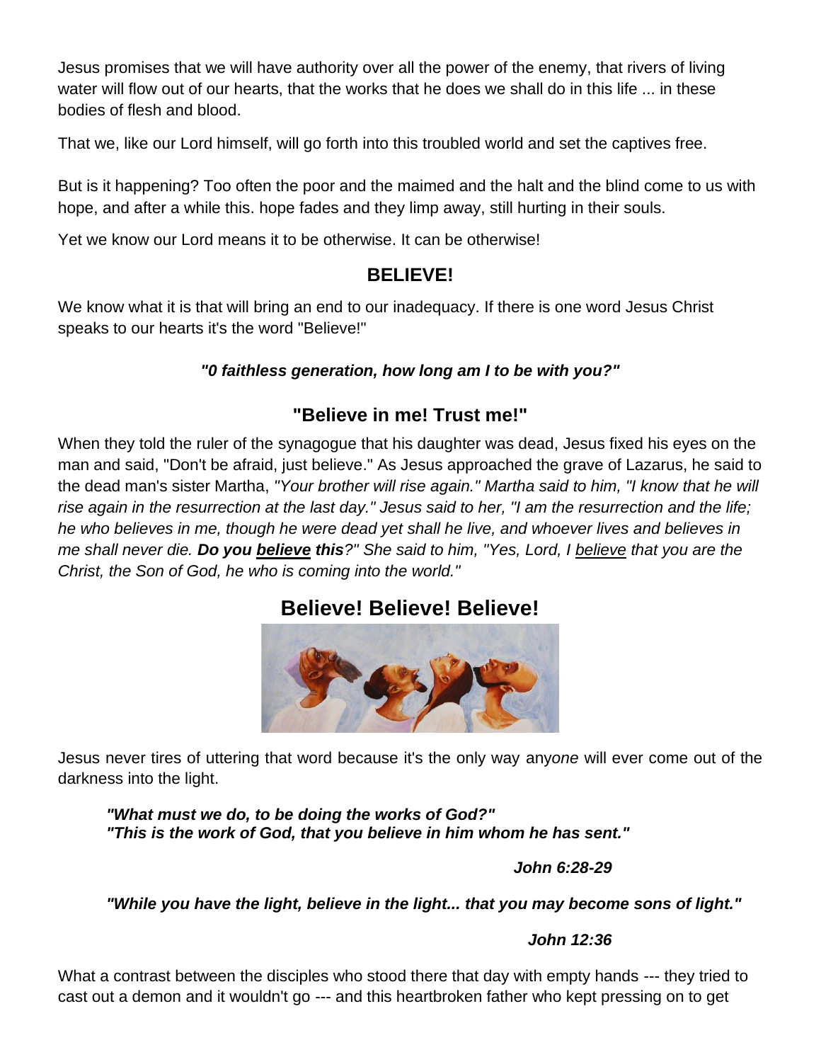Jesus promises that we will have authority over all the power of the enemy, that rivers of living water will flow out of our hearts, that the works that he does we shall do in this life ... in these bodies of flesh and blood.

That we, like our Lord himself, will go forth into this troubled world and set the captives free.

But is it happening? Too often the poor and the maimed and the halt and the blind come to us with hope, and after a while this. hope fades and they limp away, still hurting in their souls.

Yet we know our Lord means it to be otherwise. It can be otherwise!

## BELIEVE!

We know what it is that will bring an end to our inadequacy. If there is one word Jesus Christ speaks to our hearts it's the word "Believe!"

***"0 faithless generation, how long am I to be with you?"***

## "Believe in me! Trust me!"

When they told the ruler of the synagogue that his daughter was dead, Jesus fixed his eyes on the man and said, "Don't be afraid, just believe." As Jesus approached the grave of Lazarus, he said to the dead man's sister Martha, *"Your brother will rise again." Martha said to him, "I know that he will rise again in the resurrection at the last day." Jesus said to her, "I am the resurrection and the life; he who believes in me, though he were dead yet shall he live, and whoever lives and believes in me shall never die.* ***Do you <u>believe</u> this****?" She said to him, "Yes, Lord, I <u>believe</u> that you are the Christ, the Son of God, he who is coming into the world."*

## Believe! Believe! Believe!

Jesus never tires of uttering that word because it's the only way any*one* will ever come out of the darkness into the light.

> ***"What must we do, to be doing the works of God?"***
> ***"This is the work of God, that you believe in him whom he has sent."***
>
> ***John 6:28-29***

> ***"While you have the light, believe in the light... that you may become sons of light."***
>
> ***John 12:36***

What a contrast between the disciples who stood there that day with empty hands --- they tried to cast out a demon and it wouldn't go --- and this heartbroken father who kept pressing on to get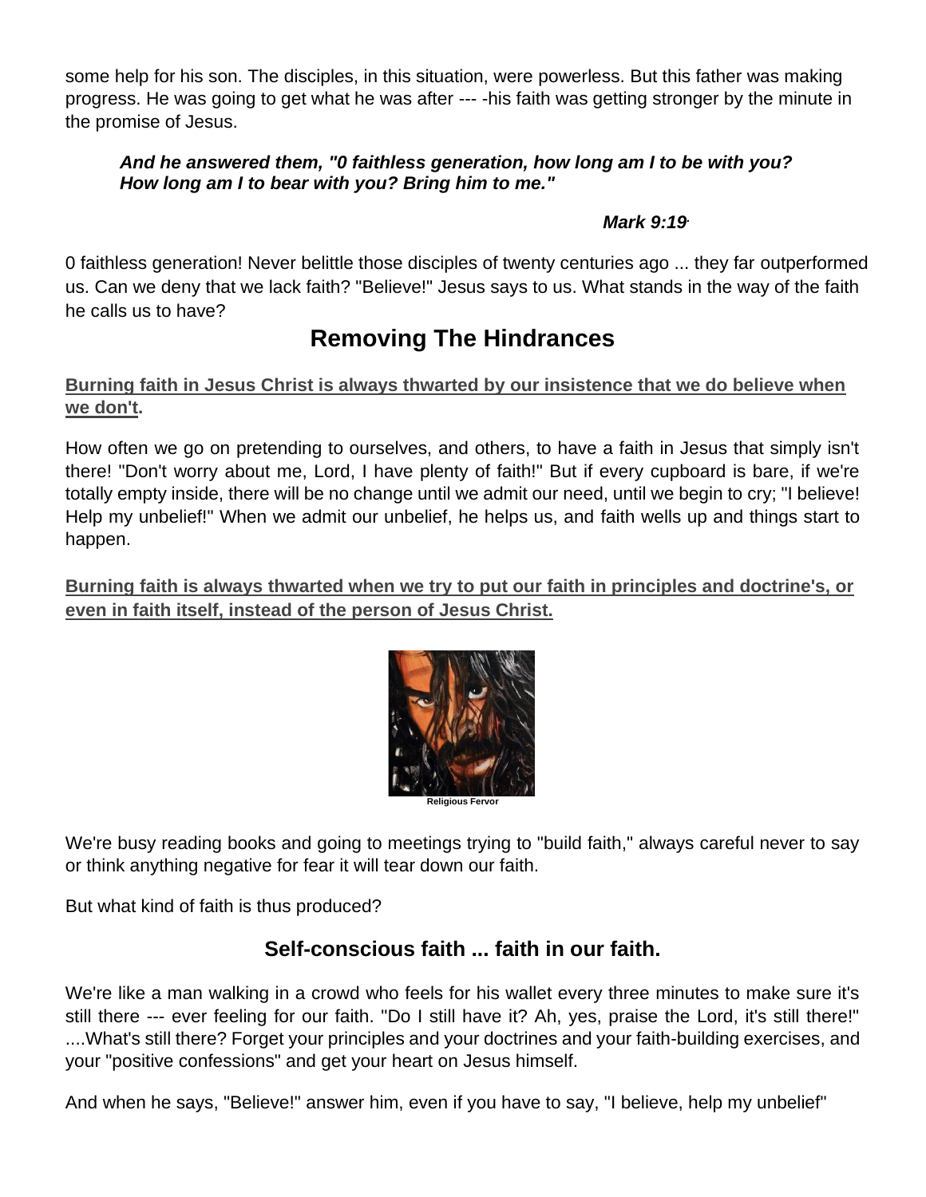some help for his son. The disciples, in this situation, were powerless. But this father was making progress. He was going to get what he was after --- -his faith was getting stronger by the minute in the promise of Jesus.

> ***And he answered them, "0 faithless generation, how long am I to be with you? How long am I to bear with you? Bring him to me."***
>
> ***Mark 9:19***

0 faithless generation! Never belittle those disciples of twenty centuries ago ... they far outperformed us. Can we deny that we lack faith? "Believe!" Jesus says to us. What stands in the way of the faith he calls us to have?

## Removing The Hindrances

**Burning faith in Jesus Christ is always thwarted by our insistence that we do believe when we don't.**

How often we go on pretending to ourselves, and others, to have a faith in Jesus that simply isn't there! "Don't worry about me, Lord, I have plenty of faith!" But if every cupboard is bare, if we're totally empty inside, there will be no change until we admit our need, until we begin to cry; "I believe! Help my unbelief!" When we admit our unbelief, he helps us, and faith wells up and things start to happen.

**Burning faith is always thwarted when we try to put our faith in principles and doctrine's, or even in faith itself, instead of the person of Jesus Christ.**

Religious Fervor

We're busy reading books and going to meetings trying to "build faith," always careful never to say or think anything negative for fear it will tear down our faith.

But what kind of faith is thus produced?

### Self-conscious faith ... faith in our faith.

We're like a man walking in a crowd who feels for his wallet every three minutes to make sure it's still there --- ever feeling for our faith. "Do I still have it? Ah, yes, praise the Lord, it's still there!" ....What's still there? Forget your principles and your doctrines and your faith-building exercises, and your "positive confessions" and get your heart on Jesus himself.

And when he says, "Believe!" answer him, even if you have to say, "I believe, help my unbelief"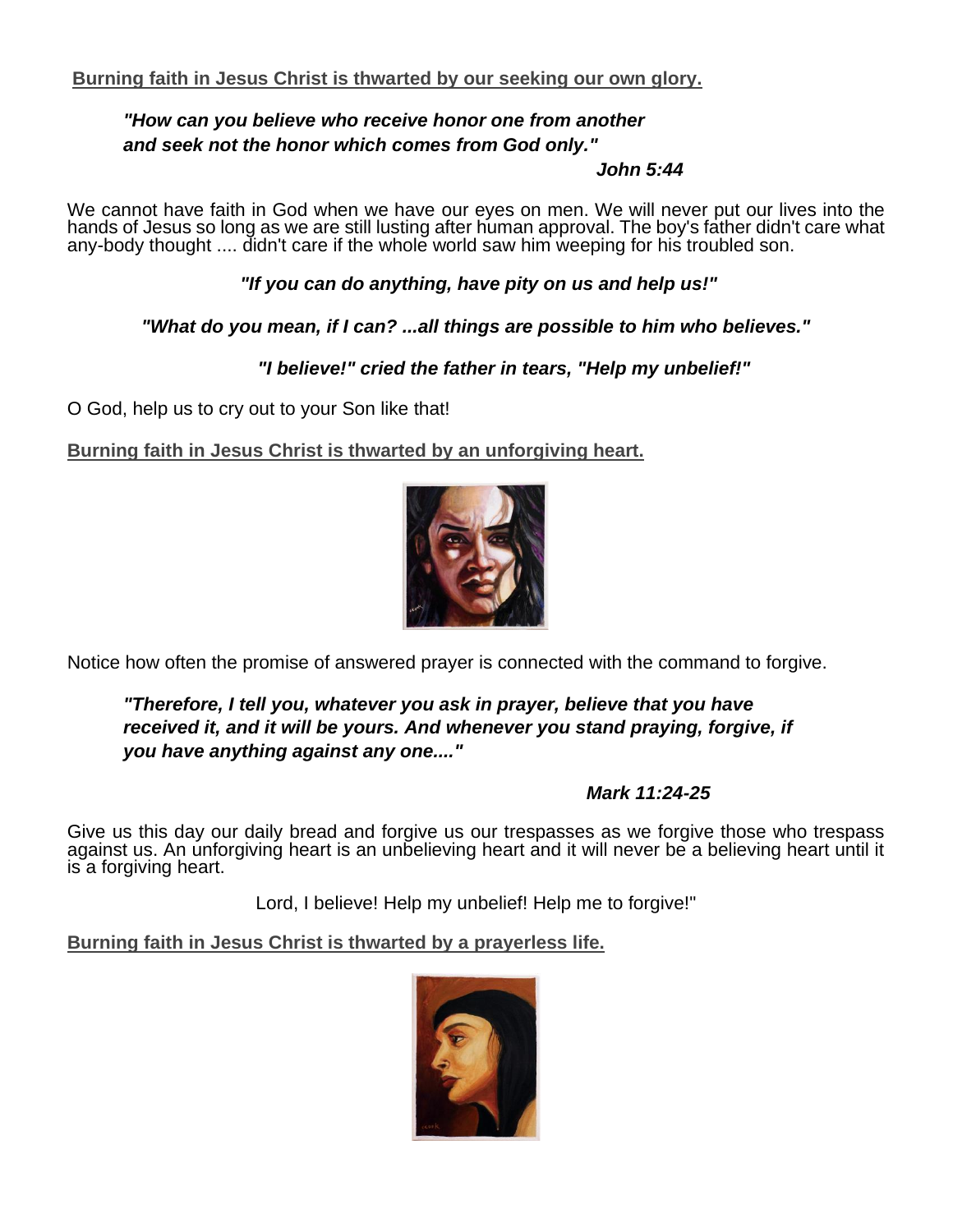**Burning faith in Jesus Christ is thwarted by our seeking our own glory.**

> ***"How can you believe who receive honor one from another and seek not the honor which comes from God only."***
>
> ***John 5:44***

We cannot have faith in God when we have our eyes on men. We will never put our lives into the hands of Jesus so long as we are still lusting after human approval. The boy's father didn't care what any-body thought .... didn't care if the whole world saw him weeping for his troubled son.

***"If you can do anything, have pity on us and help us!"***

***"What do you mean, if I can? ...all things are possible to him who believes."***

***"I believe!" cried the father in tears, "Help my unbelief!"***

O God, help us to cry out to your Son like that!

**Burning faith in Jesus Christ is thwarted by an unforgiving heart.**

Notice how often the promise of answered prayer is connected with the command to forgive.

> ***"Therefore, I tell you, whatever you ask in prayer, believe that you have received it, and it will be yours. And whenever you stand praying, forgive, if you have anything against any one...."***
>
> ***Mark 11:24-25***

Give us this day our daily bread and forgive us our trespasses as we forgive those who trespass against us. An unforgiving heart is an unbelieving heart and it will never be a believing heart until it is a forgiving heart.

Lord, I believe! Help my unbelief! Help me to forgive!"

**Burning faith in Jesus Christ is thwarted by a prayerless life.**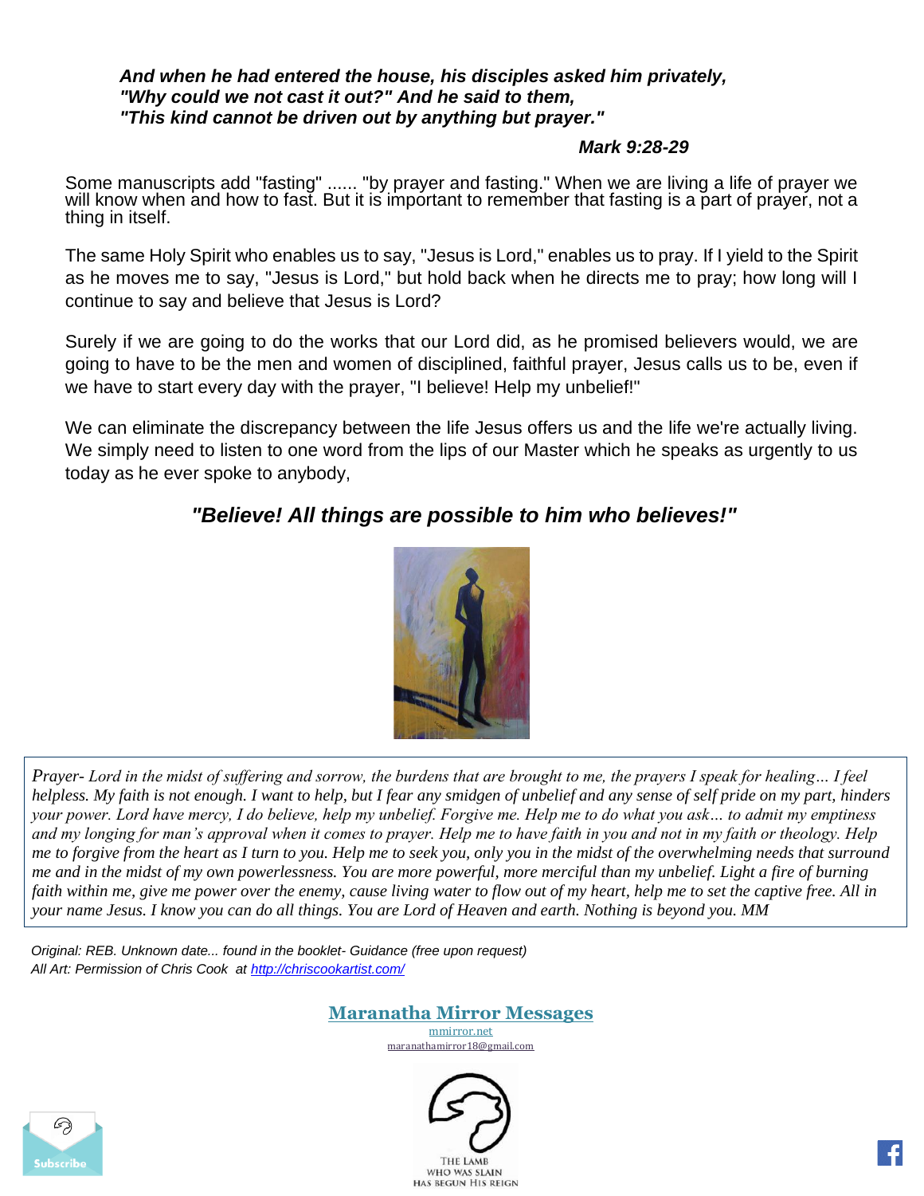*__And when he had entered the house, his disciples asked him privately, "Why could we not cast it out?" And he said to them, "This kind cannot be driven out by anything but prayer."__*

***Mark 9:28-29***

Some manuscripts add "fasting" ...... "by prayer and fasting." When we are living a life of prayer we will know when and how to fast. But it is important to remember that fasting is a part of prayer, not a thing in itself.

The same Holy Spirit who enables us to say, "Jesus is Lord," enables us to pray. If I yield to the Spirit as he moves me to say, "Jesus is Lord," but hold back when he directs me to pray; how long will I continue to say and believe that Jesus is Lord?

Surely if we are going to do the works that our Lord did, as he promised believers would, we are going to have to be the men and women of disciplined, faithful prayer, Jesus calls us to be, even if we have to start every day with the prayer, "I believe! Help my unbelief!"

We can eliminate the discrepancy between the life Jesus offers us and the life we're actually living. We simply need to listen to one word from the lips of our Master which he speaks as urgently to us today as he ever spoke to anybody,

***"Believe! All things are possible to him who believes!"***

*Prayer- Lord in the midst of suffering and sorrow, the burdens that are brought to me, the prayers I speak for healing… I feel helpless. My faith is not enough. I want to help, but I fear any smidgen of unbelief and any sense of self pride on my part, hinders your power. Lord have mercy, I do believe, help my unbelief. Forgive me. Help me to do what you ask… to admit my emptiness and my longing for man's approval when it comes to prayer. Help me to have faith in you and not in my faith or theology. Help me to forgive from the heart as I turn to you. Help me to seek you, only you in the midst of the overwhelming needs that surround me and in the midst of my own powerlessness. You are more powerful, more merciful than my unbelief. Light a fire of burning faith within me, give me power over the enemy, cause living water to flow out of my heart, help me to set the captive free. All in your name Jesus. I know you can do all things. You are Lord of Heaven and earth. Nothing is beyond you. MM*

*Original: REB. Unknown date... found in the booklet- Guidance (free upon request)*
*All Art: Permission of Chris Cook at http://chriscookartist.com/*

**Maranatha Mirror Messages**
mmirror.net
maranathamirror18@gmail.com

THE LAMB WHO WAS SLAIN HAS BEGUN HIS REIGN

Subscribe